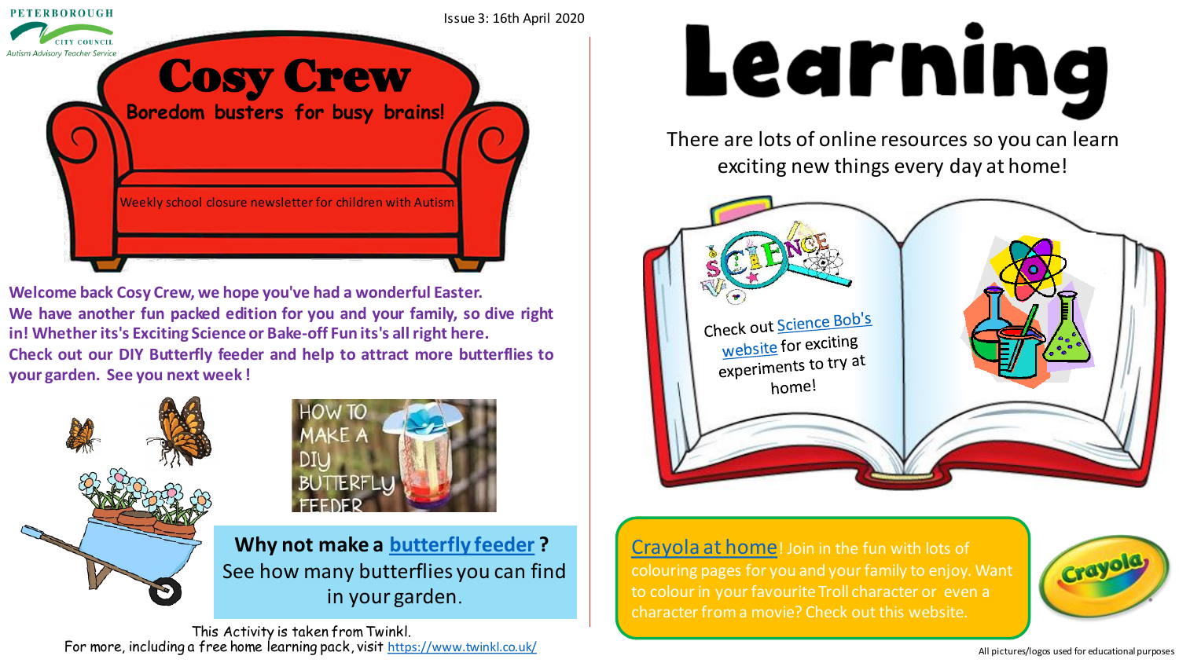PETERBOROUGH CITY COUNCIL
Autism Advisory Teacher Service

Issue 3: 16th April 2020

# Cosy Crew

**Boredom busters for busy brains!**

Weekly school closure newsletter for children with Autism

**Welcome back Cosy Crew, we hope you've had a wonderful Easter. We have another fun packed edition for you and your family, so dive right in! Whether it's Exciting Science or Bake-off Fun its's all right here. Check out our DIY Butterfly feeder and help to attract more butterflies to your garden. See you next week !**

HOW TO MAKE A DIY BUTTERFLY FEEDER

**Why not make a butterfly feeder ?** See how many butterflies you can find in your garden.

This Activity is taken from Twinkl.
For more, including a free home learning pack, visit https://www.twinkl.co.uk/

# Learning

There are lots of online resources so you can learn exciting new things every day at home!

Check out Science Bob's website for exciting experiments to try at home!

Crayola at home! Join in the fun with lots of colouring pages for you and your family to enjoy. Want to colour in your favourite Troll character or even a character from a movie? Check out this website.

All pictures/logos used for educational purposes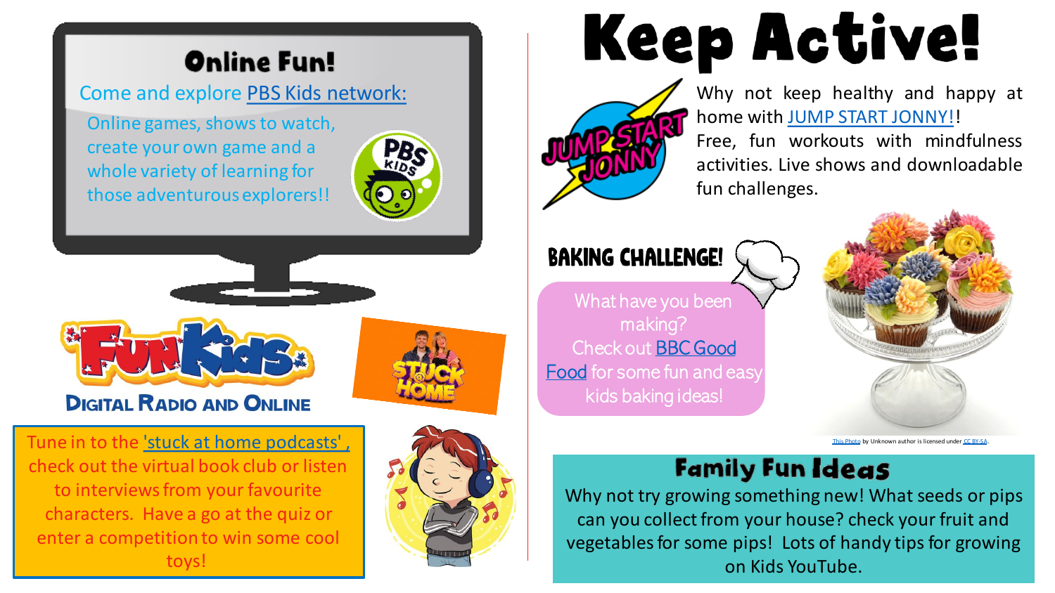## Online Fun!

Come and explore PBS Kids network:

Online games, shows to watch, create your own game and a whole variety of learning for those adventurous explorers!!

FUN KIDS
DIGITAL RADIO AND ONLINE

Tune in to the 'stuck at home podcasts' , check out the virtual book club or listen to interviews from your favourite characters. Have a go at the quiz or enter a competition to win some cool toys!

# Keep Active!

Why not keep healthy and happy at home with JUMP START JONNY!!
Free, fun workouts with mindfulness activities. Live shows and downloadable fun challenges.

## BAKING CHALLENGE!

What have you been making?
Check out BBC Good Food for some fun and easy kids baking ideas!

This Photo by Unknown author is licensed under CC BY-SA.

## Family Fun Ideas

Why not try growing something new! What seeds or pips can you collect from your house? check your fruit and vegetables for some pips! Lots of handy tips for growing on Kids YouTube.